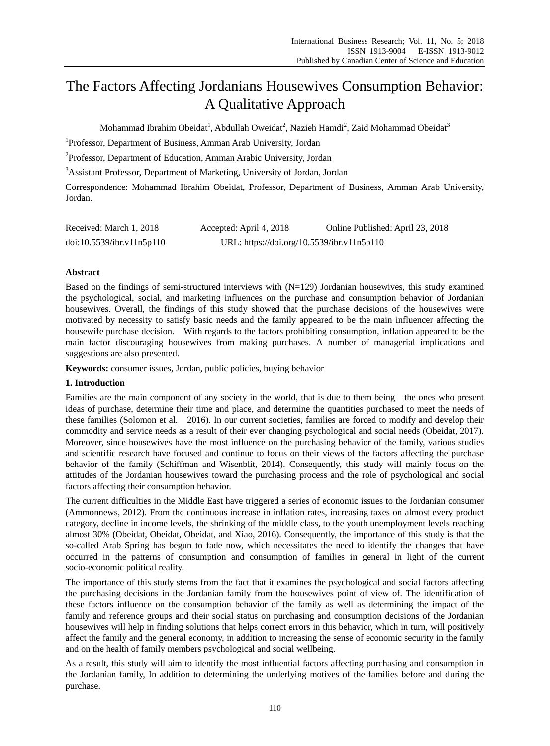# The Factors Affecting Jordanians Housewives Consumption Behavior: A Qualitative Approach

Mohammad Ibrahim Obeidat[1], Abdullah Oweidat[2], Nazieh Hamdi[2], Zaid Mohammad Obeidat[3]

[1]Professor, Department of Business, Amman Arab University, Jordan

[2]Professor, Department of Education, Amman Arabic University, Jordan

[3]Assistant Professor, Department of Marketing, University of Jordan, Jordan

Correspondence: Mohammad Ibrahim Obeidat, Professor, Department of Business, Amman Arab University, Jordan.

Received: March 1, 2018 Accepted: April 4, 2018 Online Published: April 23, 2018

doi:10.5539/ibr.v11n5p110 URL: https://doi.org/10.5539/ibr.v11n5p110

**Abstract**

Based on the findings of semi-structured interviews with (N=129) Jordanian housewives, this study examined the psychological, social, and marketing influences on the purchase and consumption behavior of Jordanian housewives. Overall, the findings of this study showed that the purchase decisions of the housewives were motivated by necessity to satisfy basic needs and the family appeared to be the main influencer affecting the housewife purchase decision. With regards to the factors prohibiting consumption, inflation appeared to be the main factor discouraging housewives from making purchases. A number of managerial implications and suggestions are also presented.

**Keywords:** consumer issues, Jordan, public policies, buying behavior

## 1. Introduction

Families are the main component of any society in the world, that is due to them being the ones who present ideas of purchase, determine their time and place, and determine the quantities purchased to meet the needs of these families (Solomon et al. 2016). In our current societies, families are forced to modify and develop their commodity and service needs as a result of their ever changing psychological and social needs (Obeidat, 2017). Moreover, since housewives have the most influence on the purchasing behavior of the family, various studies and scientific research have focused and continue to focus on their views of the factors affecting the purchase behavior of the family (Schiffman and Wisenblit, 2014). Consequently, this study will mainly focus on the attitudes of the Jordanian housewives toward the purchasing process and the role of psychological and social factors affecting their consumption behavior.

The current difficulties in the Middle East have triggered a series of economic issues to the Jordanian consumer (Ammonnews, 2012). From the continuous increase in inflation rates, increasing taxes on almost every product category, decline in income levels, the shrinking of the middle class, to the youth unemployment levels reaching almost 30% (Obeidat, Obeidat, Obeidat, and Xiao, 2016). Consequently, the importance of this study is that the so-called Arab Spring has begun to fade now, which necessitates the need to identify the changes that have occurred in the patterns of consumption and consumption of families in general in light of the current socio-economic political reality.

The importance of this study stems from the fact that it examines the psychological and social factors affecting the purchasing decisions in the Jordanian family from the housewives point of view of. The identification of these factors influence on the consumption behavior of the family as well as determining the impact of the family and reference groups and their social status on purchasing and consumption decisions of the Jordanian housewives will help in finding solutions that helps correct errors in this behavior, which in turn, will positively affect the family and the general economy, in addition to increasing the sense of economic security in the family and on the health of family members psychological and social wellbeing.

As a result, this study will aim to identify the most influential factors affecting purchasing and consumption in the Jordanian family, In addition to determining the underlying motives of the families before and during the purchase.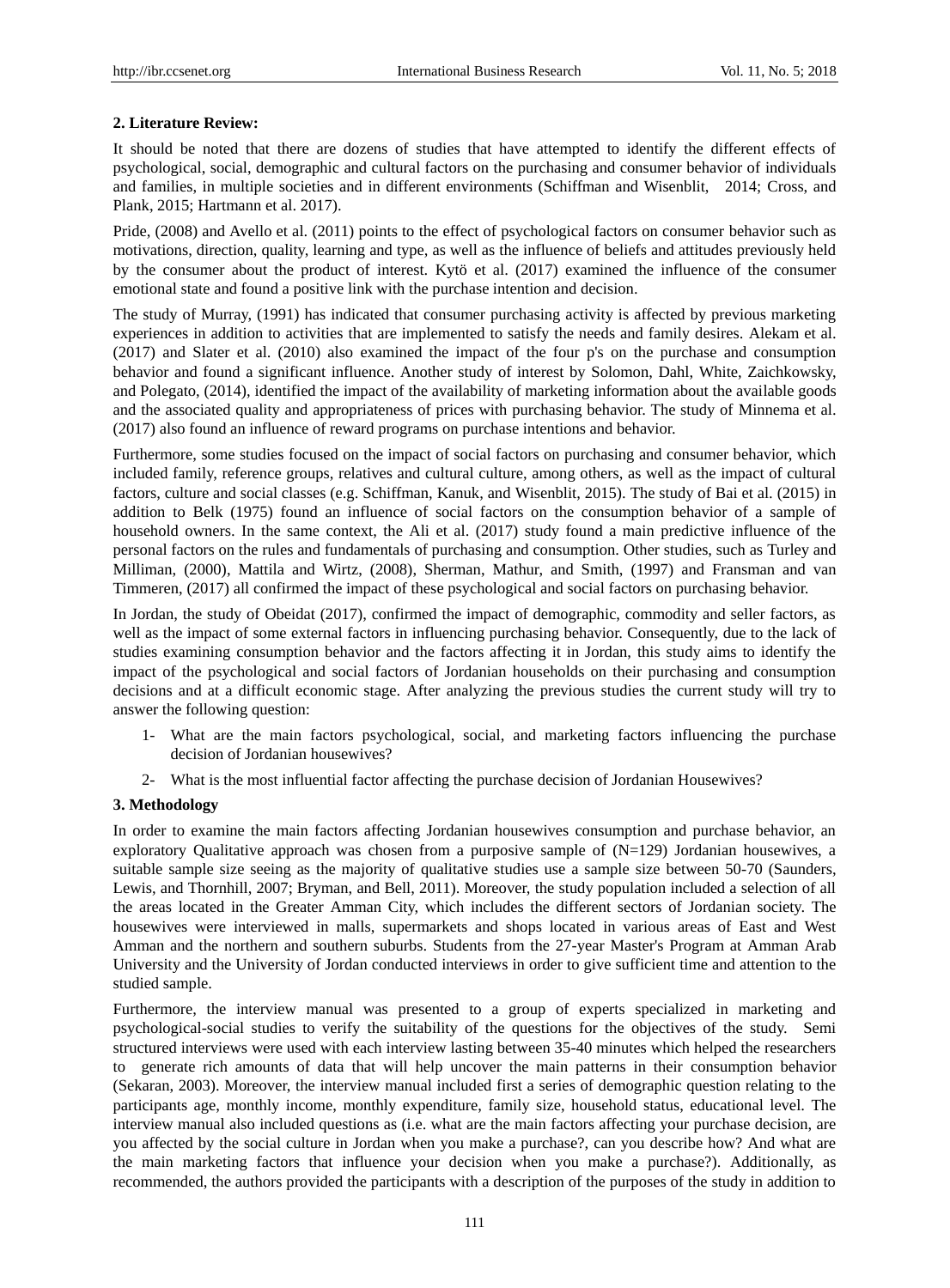## 2. Literature Review:

It should be noted that there are dozens of studies that have attempted to identify the different effects of psychological, social, demographic and cultural factors on the purchasing and consumer behavior of individuals and families, in multiple societies and in different environments (Schiffman and Wisenblit, 2014; Cross, and Plank, 2015; Hartmann et al. 2017).

Pride, (2008) and Avello et al. (2011) points to the effect of psychological factors on consumer behavior such as motivations, direction, quality, learning and type, as well as the influence of beliefs and attitudes previously held by the consumer about the product of interest. Kytö et al. (2017) examined the influence of the consumer emotional state and found a positive link with the purchase intention and decision.

The study of Murray, (1991) has indicated that consumer purchasing activity is affected by previous marketing experiences in addition to activities that are implemented to satisfy the needs and family desires. Alekam et al. (2017) and Slater et al. (2010) also examined the impact of the four p's on the purchase and consumption behavior and found a significant influence. Another study of interest by Solomon, Dahl, White, Zaichkowsky, and Polegato, (2014), identified the impact of the availability of marketing information about the available goods and the associated quality and appropriateness of prices with purchasing behavior. The study of Minnema et al. (2017) also found an influence of reward programs on purchase intentions and behavior.

Furthermore, some studies focused on the impact of social factors on purchasing and consumer behavior, which included family, reference groups, relatives and cultural culture, among others, as well as the impact of cultural factors, culture and social classes (e.g. Schiffman, Kanuk, and Wisenblit, 2015). The study of Bai et al. (2015) in addition to Belk (1975) found an influence of social factors on the consumption behavior of a sample of household owners. In the same context, the Ali et al. (2017) study found a main predictive influence of the personal factors on the rules and fundamentals of purchasing and consumption. Other studies, such as Turley and Milliman, (2000), Mattila and Wirtz, (2008), Sherman, Mathur, and Smith, (1997) and Fransman and van Timmeren, (2017) all confirmed the impact of these psychological and social factors on purchasing behavior.

In Jordan, the study of Obeidat (2017), confirmed the impact of demographic, commodity and seller factors, as well as the impact of some external factors in influencing purchasing behavior. Consequently, due to the lack of studies examining consumption behavior and the factors affecting it in Jordan, this study aims to identify the impact of the psychological and social factors of Jordanian households on their purchasing and consumption decisions and at a difficult economic stage. After analyzing the previous studies the current study will try to answer the following question:

1- What are the main factors psychological, social, and marketing factors influencing the purchase decision of Jordanian housewives?

2- What is the most influential factor affecting the purchase decision of Jordanian Housewives?

## 3. Methodology

In order to examine the main factors affecting Jordanian housewives consumption and purchase behavior, an exploratory Qualitative approach was chosen from a purposive sample of (N=129) Jordanian housewives, a suitable sample size seeing as the majority of qualitative studies use a sample size between 50-70 (Saunders, Lewis, and Thornhill, 2007; Bryman, and Bell, 2011). Moreover, the study population included a selection of all the areas located in the Greater Amman City, which includes the different sectors of Jordanian society. The housewives were interviewed in malls, supermarkets and shops located in various areas of East and West Amman and the northern and southern suburbs. Students from the 27-year Master's Program at Amman Arab University and the University of Jordan conducted interviews in order to give sufficient time and attention to the studied sample.

Furthermore, the interview manual was presented to a group of experts specialized in marketing and psychological-social studies to verify the suitability of the questions for the objectives of the study. Semi structured interviews were used with each interview lasting between 35-40 minutes which helped the researchers to generate rich amounts of data that will help uncover the main patterns in their consumption behavior (Sekaran, 2003). Moreover, the interview manual included first a series of demographic question relating to the participants age, monthly income, monthly expenditure, family size, household status, educational level. The interview manual also included questions as (i.e. what are the main factors affecting your purchase decision, are you affected by the social culture in Jordan when you make a purchase?, can you describe how? And what are the main marketing factors that influence your decision when you make a purchase?). Additionally, as recommended, the authors provided the participants with a description of the purposes of the study in addition to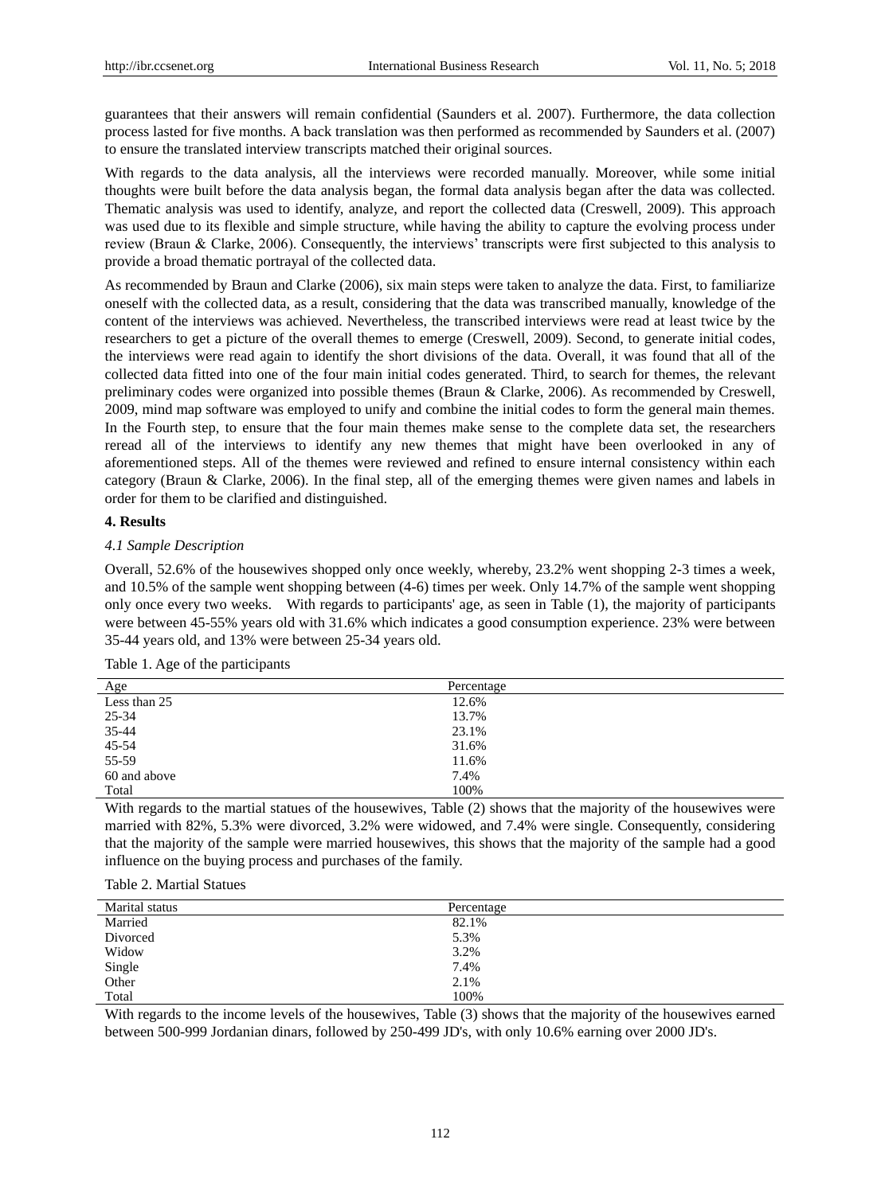guarantees that their answers will remain confidential (Saunders et al. 2007). Furthermore, the data collection process lasted for five months. A back translation was then performed as recommended by Saunders et al. (2007) to ensure the translated interview transcripts matched their original sources.

With regards to the data analysis, all the interviews were recorded manually. Moreover, while some initial thoughts were built before the data analysis began, the formal data analysis began after the data was collected. Thematic analysis was used to identify, analyze, and report the collected data (Creswell, 2009). This approach was used due to its flexible and simple structure, while having the ability to capture the evolving process under review (Braun & Clarke, 2006). Consequently, the interviews' transcripts were first subjected to this analysis to provide a broad thematic portrayal of the collected data.

As recommended by Braun and Clarke (2006), six main steps were taken to analyze the data. First, to familiarize oneself with the collected data, as a result, considering that the data was transcribed manually, knowledge of the content of the interviews was achieved. Nevertheless, the transcribed interviews were read at least twice by the researchers to get a picture of the overall themes to emerge (Creswell, 2009). Second, to generate initial codes, the interviews were read again to identify the short divisions of the data. Overall, it was found that all of the collected data fitted into one of the four main initial codes generated. Third, to search for themes, the relevant preliminary codes were organized into possible themes (Braun & Clarke, 2006). As recommended by Creswell, 2009, mind map software was employed to unify and combine the initial codes to form the general main themes. In the Fourth step, to ensure that the four main themes make sense to the complete data set, the researchers reread all of the interviews to identify any new themes that might have been overlooked in any of aforementioned steps. All of the themes were reviewed and refined to ensure internal consistency within each category (Braun & Clarke, 2006). In the final step, all of the emerging themes were given names and labels in order for them to be clarified and distinguished.

## 4. Results

### *4.1 Sample Description*

Overall, 52.6% of the housewives shopped only once weekly, whereby, 23.2% went shopping 2-3 times a week, and 10.5% of the sample went shopping between (4-6) times per week. Only 14.7% of the sample went shopping only once every two weeks. With regards to participants' age, as seen in Table (1), the majority of participants were between 45-55% years old with 31.6% which indicates a good consumption experience. 23% were between 35-44 years old, and 13% were between 25-34 years old.

Table 1. Age of the participants

| Age | Percentage |
|---|---|
| Less than 25 | 12.6% |
| 25-34 | 13.7% |
| 35-44 | 23.1% |
| 45-54 | 31.6% |
| 55-59 | 11.6% |
| 60 and above | 7.4% |
| Total | 100% |

With regards to the martial statues of the housewives, Table (2) shows that the majority of the housewives were married with 82%, 5.3% were divorced, 3.2% were widowed, and 7.4% were single. Consequently, considering that the majority of the sample were married housewives, this shows that the majority of the sample had a good influence on the buying process and purchases of the family.

Table 2. Martial Statues

| Marital status | Percentage |
|---|---|
| Married | 82.1% |
| Divorced | 5.3% |
| Widow | 3.2% |
| Single | 7.4% |
| Other | 2.1% |
| Total | 100% |

With regards to the income levels of the housewives, Table (3) shows that the majority of the housewives earned between 500-999 Jordanian dinars, followed by 250-499 JD's, with only 10.6% earning over 2000 JD's.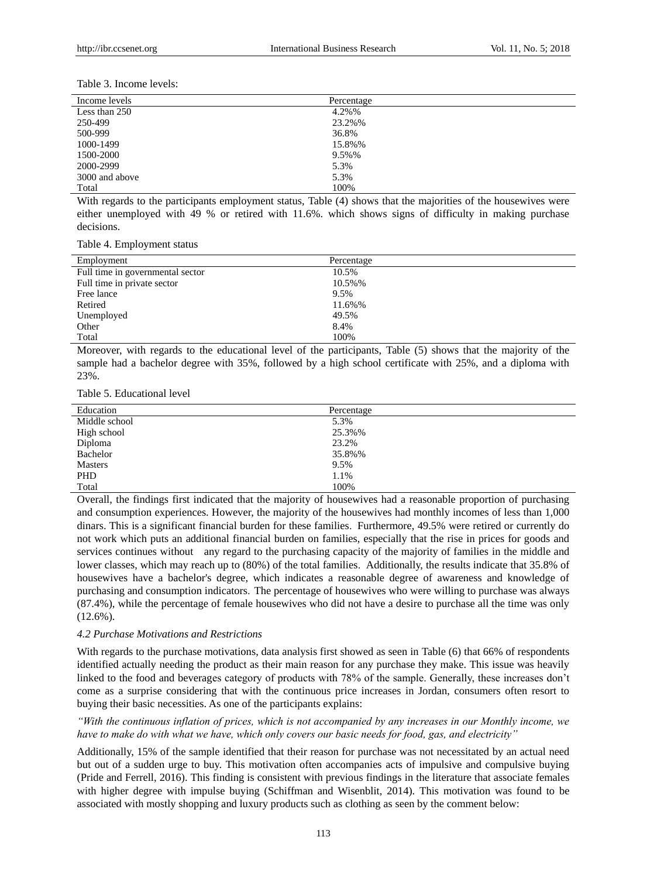Table 3. Income levels:

| Income levels | Percentage |
|---|---|
| Less than 250 | 4.2%% |
| 250-499 | 23.2%% |
| 500-999 | 36.8% |
| 1000-1499 | 15.8%% |
| 1500-2000 | 9.5%% |
| 2000-2999 | 5.3% |
| 3000 and above | 5.3% |
| Total | 100% |

With regards to the participants employment status, Table (4) shows that the majorities of the housewives were either unemployed with 49 % or retired with 11.6%. which shows signs of difficulty in making purchase decisions.

Table 4. Employment status

| Employment | Percentage |
|---|---|
| Full time in governmental sector | 10.5% |
| Full time in private sector | 10.5%% |
| Free lance | 9.5% |
| Retired | 11.6%% |
| Unemployed | 49.5% |
| Other | 8.4% |
| Total | 100% |

Moreover, with regards to the educational level of the participants, Table (5) shows that the majority of the sample had a bachelor degree with 35%, followed by a high school certificate with 25%, and a diploma with 23%.

Table 5. Educational level

| Education | Percentage |
|---|---|
| Middle school | 5.3% |
| High school | 25.3%% |
| Diploma | 23.2% |
| Bachelor | 35.8%% |
| Masters | 9.5% |
| PHD | 1.1% |
| Total | 100% |

Overall, the findings first indicated that the majority of housewives had a reasonable proportion of purchasing and consumption experiences. However, the majority of the housewives had monthly incomes of less than 1,000 dinars. This is a significant financial burden for these families. Furthermore, 49.5% were retired or currently do not work which puts an additional financial burden on families, especially that the rise in prices for goods and services continues without any regard to the purchasing capacity of the majority of families in the middle and lower classes, which may reach up to (80%) of the total families. Additionally, the results indicate that 35.8% of housewives have a bachelor's degree, which indicates a reasonable degree of awareness and knowledge of purchasing and consumption indicators. The percentage of housewives who were willing to purchase was always (87.4%), while the percentage of female housewives who did not have a desire to purchase all the time was only (12.6%).

### *4.2 Purchase Motivations and Restrictions*

With regards to the purchase motivations, data analysis first showed as seen in Table (6) that 66% of respondents identified actually needing the product as their main reason for any purchase they make. This issue was heavily linked to the food and beverages category of products with 78% of the sample. Generally, these increases don't come as a surprise considering that with the continuous price increases in Jordan, consumers often resort to buying their basic necessities. As one of the participants explains:

*"With the continuous inflation of prices, which is not accompanied by any increases in our Monthly income, we have to make do with what we have, which only covers our basic needs for food, gas, and electricity"*

Additionally, 15% of the sample identified that their reason for purchase was not necessitated by an actual need but out of a sudden urge to buy. This motivation often accompanies acts of impulsive and compulsive buying (Pride and Ferrell, 2016). This finding is consistent with previous findings in the literature that associate females with higher degree with impulse buying (Schiffman and Wisenblit, 2014). This motivation was found to be associated with mostly shopping and luxury products such as clothing as seen by the comment below: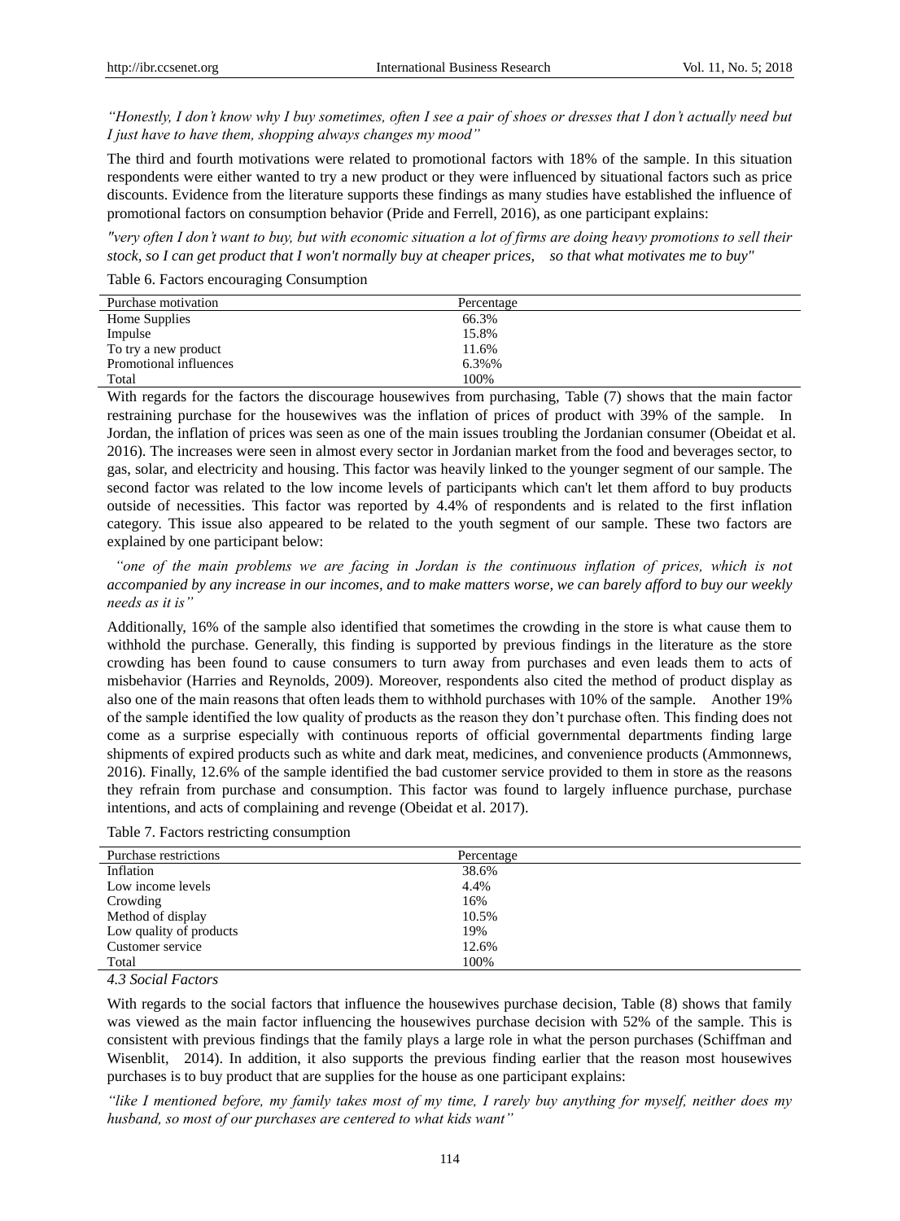*"Honestly, I don't know why I buy sometimes, often I see a pair of shoes or dresses that I don't actually need but I just have to have them, shopping always changes my mood"*

The third and fourth motivations were related to promotional factors with 18% of the sample. In this situation respondents were either wanted to try a new product or they were influenced by situational factors such as price discounts. Evidence from the literature supports these findings as many studies have established the influence of promotional factors on consumption behavior (Pride and Ferrell, 2016), as one participant explains:

*"very often I don't want to buy, but with economic situation a lot of firms are doing heavy promotions to sell their stock, so I can get product that I won't normally buy at cheaper prices, so that what motivates me to buy"*

Table 6. Factors encouraging Consumption

| Purchase motivation | Percentage |
|---|---|
| Home Supplies | 66.3% |
| Impulse | 15.8% |
| To try a new product | 11.6% |
| Promotional influences | 6.3%% |
| Total | 100% |

With regards for the factors the discourage housewives from purchasing, Table (7) shows that the main factor restraining purchase for the housewives was the inflation of prices of product with 39% of the sample. In Jordan, the inflation of prices was seen as one of the main issues troubling the Jordanian consumer (Obeidat et al. 2016). The increases were seen in almost every sector in Jordanian market from the food and beverages sector, to gas, solar, and electricity and housing. This factor was heavily linked to the younger segment of our sample. The second factor was related to the low income levels of participants which can't let them afford to buy products outside of necessities. This factor was reported by 4.4% of respondents and is related to the first inflation category. This issue also appeared to be related to the youth segment of our sample. These two factors are explained by one participant below:

*"one of the main problems we are facing in Jordan is the continuous inflation of prices, which is not accompanied by any increase in our incomes, and to make matters worse, we can barely afford to buy our weekly needs as it is"*

Additionally, 16% of the sample also identified that sometimes the crowding in the store is what cause them to withhold the purchase. Generally, this finding is supported by previous findings in the literature as the store crowding has been found to cause consumers to turn away from purchases and even leads them to acts of misbehavior (Harries and Reynolds, 2009). Moreover, respondents also cited the method of product display as also one of the main reasons that often leads them to withhold purchases with 10% of the sample. Another 19% of the sample identified the low quality of products as the reason they don't purchase often. This finding does not come as a surprise especially with continuous reports of official governmental departments finding large shipments of expired products such as white and dark meat, medicines, and convenience products (Ammonnews, 2016). Finally, 12.6% of the sample identified the bad customer service provided to them in store as the reasons they refrain from purchase and consumption. This factor was found to largely influence purchase, purchase intentions, and acts of complaining and revenge (Obeidat et al. 2017).

Table 7. Factors restricting consumption

| Purchase restrictions | Percentage |
|---|---|
| Inflation | 38.6% |
| Low income levels | 4.4% |
| Crowding | 16% |
| Method of display | 10.5% |
| Low quality of products | 19% |
| Customer service | 12.6% |
| Total | 100% |

### *4.3 Social Factors*

With regards to the social factors that influence the housewives purchase decision, Table (8) shows that family was viewed as the main factor influencing the housewives purchase decision with 52% of the sample. This is consistent with previous findings that the family plays a large role in what the person purchases (Schiffman and Wisenblit, 2014). In addition, it also supports the previous finding earlier that the reason most housewives purchases is to buy product that are supplies for the house as one participant explains:

*"like I mentioned before, my family takes most of my time, I rarely buy anything for myself, neither does my husband, so most of our purchases are centered to what kids want"*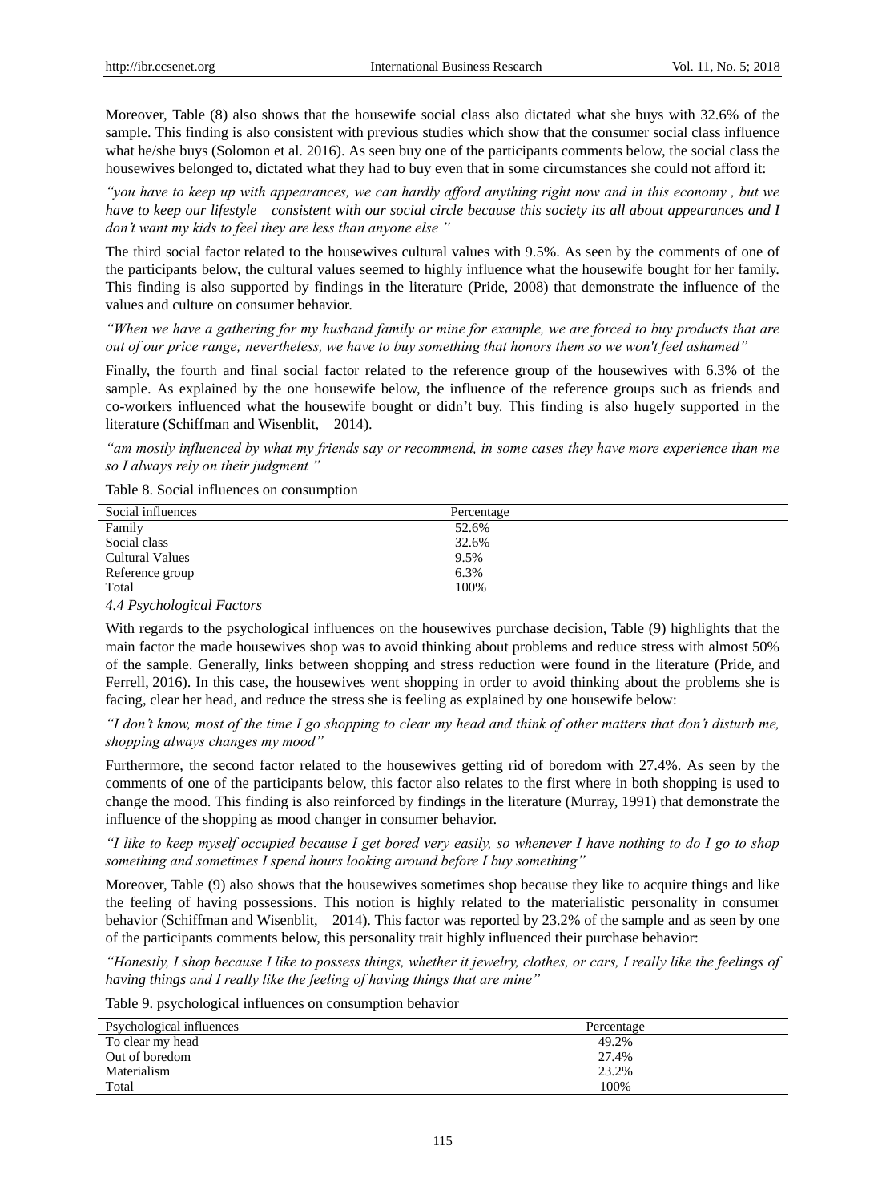Moreover, Table (8) also shows that the housewife social class also dictated what she buys with 32.6% of the sample. This finding is also consistent with previous studies which show that the consumer social class influence what he/she buys (Solomon et al. 2016). As seen buy one of the participants comments below, the social class the housewives belonged to, dictated what they had to buy even that in some circumstances she could not afford it:

*"you have to keep up with appearances, we can hardly afford anything right now and in this economy , but we have to keep our lifestyle consistent with our social circle because this society its all about appearances and I don't want my kids to feel they are less than anyone else "*

The third social factor related to the housewives cultural values with 9.5%. As seen by the comments of one of the participants below, the cultural values seemed to highly influence what the housewife bought for her family. This finding is also supported by findings in the literature (Pride, 2008) that demonstrate the influence of the values and culture on consumer behavior.

*"When we have a gathering for my husband family or mine for example, we are forced to buy products that are out of our price range; nevertheless, we have to buy something that honors them so we won't feel ashamed"*

Finally, the fourth and final social factor related to the reference group of the housewives with 6.3% of the sample. As explained by the one housewife below, the influence of the reference groups such as friends and co-workers influenced what the housewife bought or didn't buy. This finding is also hugely supported in the literature (Schiffman and Wisenblit, 2014).

*"am mostly influenced by what my friends say or recommend, in some cases they have more experience than me so I always rely on their judgment "*

Table 8. Social influences on consumption

| Social influences | Percentage |
|---|---|
| Family | 52.6% |
| Social class | 32.6% |
| Cultural Values | 9.5% |
| Reference group | 6.3% |
| Total | 100% |

### *4.4 Psychological Factors*

With regards to the psychological influences on the housewives purchase decision, Table (9) highlights that the main factor the made housewives shop was to avoid thinking about problems and reduce stress with almost 50% of the sample. Generally, links between shopping and stress reduction were found in the literature (Pride, and Ferrell, 2016). In this case, the housewives went shopping in order to avoid thinking about the problems she is facing, clear her head, and reduce the stress she is feeling as explained by one housewife below:

*"I don't know, most of the time I go shopping to clear my head and think of other matters that don't disturb me, shopping always changes my mood"*

Furthermore, the second factor related to the housewives getting rid of boredom with 27.4%. As seen by the comments of one of the participants below, this factor also relates to the first where in both shopping is used to change the mood. This finding is also reinforced by findings in the literature (Murray, 1991) that demonstrate the influence of the shopping as mood changer in consumer behavior.

*"I like to keep myself occupied because I get bored very easily, so whenever I have nothing to do I go to shop something and sometimes I spend hours looking around before I buy something"*

Moreover, Table (9) also shows that the housewives sometimes shop because they like to acquire things and like the feeling of having possessions. This notion is highly related to the materialistic personality in consumer behavior (Schiffman and Wisenblit, 2014). This factor was reported by 23.2% of the sample and as seen by one of the participants comments below, this personality trait highly influenced their purchase behavior:

*"Honestly, I shop because I like to possess things, whether it jewelry, clothes, or cars, I really like the feelings of having things and I really like the feeling of having things that are mine"*

Table 9. psychological influences on consumption behavior

| Psychological influences | Percentage |
|---|---|
| To clear my head | 49.2% |
| Out of boredom | 27.4% |
| Materialism | 23.2% |
| Total | 100% |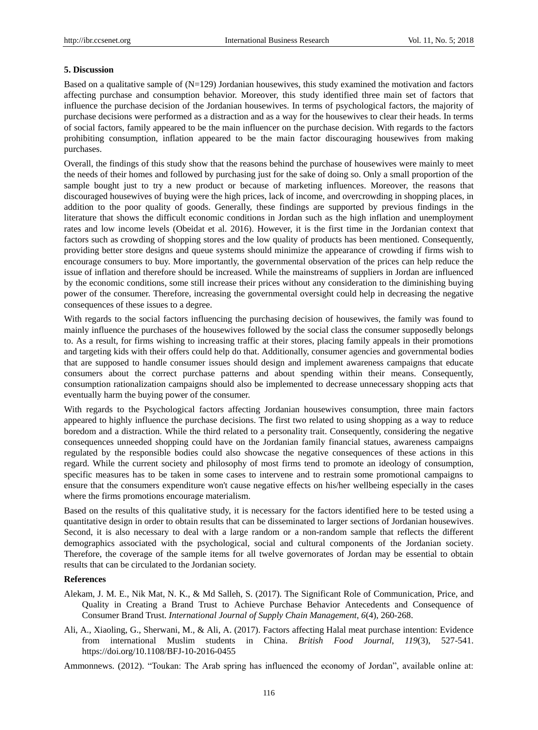## 5. Discussion

Based on a qualitative sample of (N=129) Jordanian housewives, this study examined the motivation and factors affecting purchase and consumption behavior. Moreover, this study identified three main set of factors that influence the purchase decision of the Jordanian housewives. In terms of psychological factors, the majority of purchase decisions were performed as a distraction and as a way for the housewives to clear their heads. In terms of social factors, family appeared to be the main influencer on the purchase decision. With regards to the factors prohibiting consumption, inflation appeared to be the main factor discouraging housewives from making purchases.

Overall, the findings of this study show that the reasons behind the purchase of housewives were mainly to meet the needs of their homes and followed by purchasing just for the sake of doing so. Only a small proportion of the sample bought just to try a new product or because of marketing influences. Moreover, the reasons that discouraged housewives of buying were the high prices, lack of income, and overcrowding in shopping places, in addition to the poor quality of goods. Generally, these findings are supported by previous findings in the literature that shows the difficult economic conditions in Jordan such as the high inflation and unemployment rates and low income levels (Obeidat et al. 2016). However, it is the first time in the Jordanian context that factors such as crowding of shopping stores and the low quality of products has been mentioned. Consequently, providing better store designs and queue systems should minimize the appearance of crowding if firms wish to encourage consumers to buy. More importantly, the governmental observation of the prices can help reduce the issue of inflation and therefore should be increased. While the mainstreams of suppliers in Jordan are influenced by the economic conditions, some still increase their prices without any consideration to the diminishing buying power of the consumer. Therefore, increasing the governmental oversight could help in decreasing the negative consequences of these issues to a degree.

With regards to the social factors influencing the purchasing decision of housewives, the family was found to mainly influence the purchases of the housewives followed by the social class the consumer supposedly belongs to. As a result, for firms wishing to increasing traffic at their stores, placing family appeals in their promotions and targeting kids with their offers could help do that. Additionally, consumer agencies and governmental bodies that are supposed to handle consumer issues should design and implement awareness campaigns that educate consumers about the correct purchase patterns and about spending within their means. Consequently, consumption rationalization campaigns should also be implemented to decrease unnecessary shopping acts that eventually harm the buying power of the consumer.

With regards to the Psychological factors affecting Jordanian housewives consumption, three main factors appeared to highly influence the purchase decisions. The first two related to using shopping as a way to reduce boredom and a distraction. While the third related to a personality trait. Consequently, considering the negative consequences unneeded shopping could have on the Jordanian family financial statues, awareness campaigns regulated by the responsible bodies could also showcase the negative consequences of these actions in this regard. While the current society and philosophy of most firms tend to promote an ideology of consumption, specific measures has to be taken in some cases to intervene and to restrain some promotional campaigns to ensure that the consumers expenditure won't cause negative effects on his/her wellbeing especially in the cases where the firms promotions encourage materialism.

Based on the results of this qualitative study, it is necessary for the factors identified here to be tested using a quantitative design in order to obtain results that can be disseminated to larger sections of Jordanian housewives. Second, it is also necessary to deal with a large random or a non-random sample that reflects the different demographics associated with the psychological, social and cultural components of the Jordanian society. Therefore, the coverage of the sample items for all twelve governorates of Jordan may be essential to obtain results that can be circulated to the Jordanian society.

## References

Alekam, J. M. E., Nik Mat, N. K., & Md Salleh, S. (2017). The Significant Role of Communication, Price, and Quality in Creating a Brand Trust to Achieve Purchase Behavior Antecedents and Consequence of Consumer Brand Trust. *International Journal of Supply Chain Management*, *6*(4), 260-268.

Ali, A., Xiaoling, G., Sherwani, M., & Ali, A. (2017). Factors affecting Halal meat purchase intention: Evidence from international Muslim students in China. *British Food Journal*, *119*(3), 527-541. https://doi.org/10.1108/BFJ-10-2016-0455

Ammonnews. (2012). "Toukan: The Arab spring has influenced the economy of Jordan", available online at: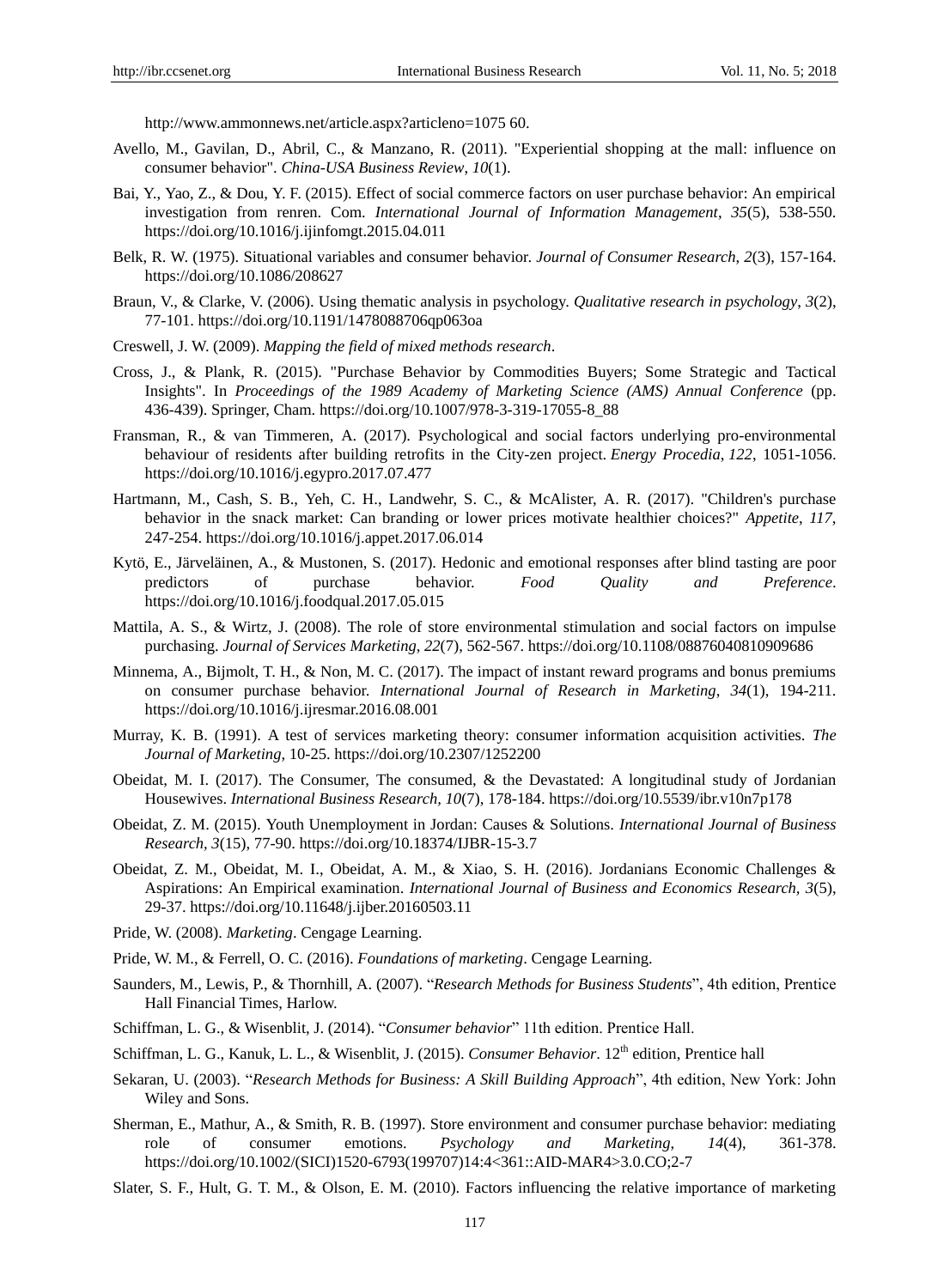http://www.ammonnews.net/article.aspx?articleno=1075 60.

Avello, M., Gavilan, D., Abril, C., & Manzano, R. (2011). "Experiential shopping at the mall: influence on consumer behavior". *China-USA Business Review*, *10*(1).

Bai, Y., Yao, Z., & Dou, Y. F. (2015). Effect of social commerce factors on user purchase behavior: An empirical investigation from renren. Com. *International Journal of Information Management*, *35*(5), 538-550. https://doi.org/10.1016/j.ijinfomgt.2015.04.011

Belk, R. W. (1975). Situational variables and consumer behavior. *Journal of Consumer Research, 2*(3), 157-164. https://doi.org/10.1086/208627

Braun, V., & Clarke, V. (2006). Using thematic analysis in psychology. *Qualitative research in psychology*, *3*(2), 77-101. https://doi.org/10.1191/1478088706qp063oa

Creswell, J. W. (2009). *Mapping the field of mixed methods research*.

Cross, J., & Plank, R. (2015). "Purchase Behavior by Commodities Buyers; Some Strategic and Tactical Insights". In *Proceedings of the 1989 Academy of Marketing Science (AMS) Annual Conference* (pp. 436-439). Springer, Cham. https://doi.org/10.1007/978-3-319-17055-8_88

Fransman, R., & van Timmeren, A. (2017). Psychological and social factors underlying pro-environmental behaviour of residents after building retrofits in the City-zen project. *Energy Procedia*, *122*, 1051-1056. https://doi.org/10.1016/j.egypro.2017.07.477

Hartmann, M., Cash, S. B., Yeh, C. H., Landwehr, S. C., & McAlister, A. R. (2017). "Children's purchase behavior in the snack market: Can branding or lower prices motivate healthier choices?" *Appetite*, *117*, 247-254. https://doi.org/10.1016/j.appet.2017.06.014

Kytö, E., Järveläinen, A., & Mustonen, S. (2017). Hedonic and emotional responses after blind tasting are poor predictors of purchase behavior. *Food Quality and Preference*. https://doi.org/10.1016/j.foodqual.2017.05.015

Mattila, A. S., & Wirtz, J. (2008). The role of store environmental stimulation and social factors on impulse purchasing. *Journal of Services Marketing, 22*(7), 562-567. https://doi.org/10.1108/08876040810909686

Minnema, A., Bijmolt, T. H., & Non, M. C. (2017). The impact of instant reward programs and bonus premiums on consumer purchase behavior. *International Journal of Research in Marketing*, *34*(1), 194-211. https://doi.org/10.1016/j.ijresmar.2016.08.001

Murray, K. B. (1991). A test of services marketing theory: consumer information acquisition activities. *The Journal of Marketing*, 10-25. https://doi.org/10.2307/1252200

Obeidat, M. I. (2017). The Consumer, The consumed, & the Devastated: A longitudinal study of Jordanian Housewives. *International Business Research, 10*(7), 178-184. https://doi.org/10.5539/ibr.v10n7p178

Obeidat, Z. M. (2015). Youth Unemployment in Jordan: Causes & Solutions. *International Journal of Business Research, 3*(15), 77-90. https://doi.org/10.18374/IJBR-15-3.7

Obeidat, Z. M., Obeidat, M. I., Obeidat, A. M., & Xiao, S. H. (2016). Jordanians Economic Challenges & Aspirations: An Empirical examination. *International Journal of Business and Economics Research, 3*(5), 29-37. https://doi.org/10.11648/j.ijber.20160503.11

Pride, W. (2008). *Marketing*. Cengage Learning.

Pride, W. M., & Ferrell, O. C. (2016). *Foundations of marketing*. Cengage Learning.

Saunders, M., Lewis, P., & Thornhill, A. (2007). "*Research Methods for Business Students*", 4th edition, Prentice Hall Financial Times, Harlow.

Schiffman, L. G., & Wisenblit, J. (2014). "*Consumer behavior*" 11th edition. Prentice Hall.

Schiffman, L. G., Kanuk, L. L., & Wisenblit, J. (2015). *Consumer Behavior*. 12th edition, Prentice hall

Sekaran, U. (2003). "*Research Methods for Business: A Skill Building Approach*", 4th edition, New York: John Wiley and Sons.

Sherman, E., Mathur, A., & Smith, R. B. (1997). Store environment and consumer purchase behavior: mediating role of consumer emotions. *Psychology and Marketing*, *14*(4), 361-378. https://doi.org/10.1002/(SICI)1520-6793(199707)14:4<361::AID-MAR4>3.0.CO;2-7

Slater, S. F., Hult, G. T. M., & Olson, E. M. (2010). Factors influencing the relative importance of marketing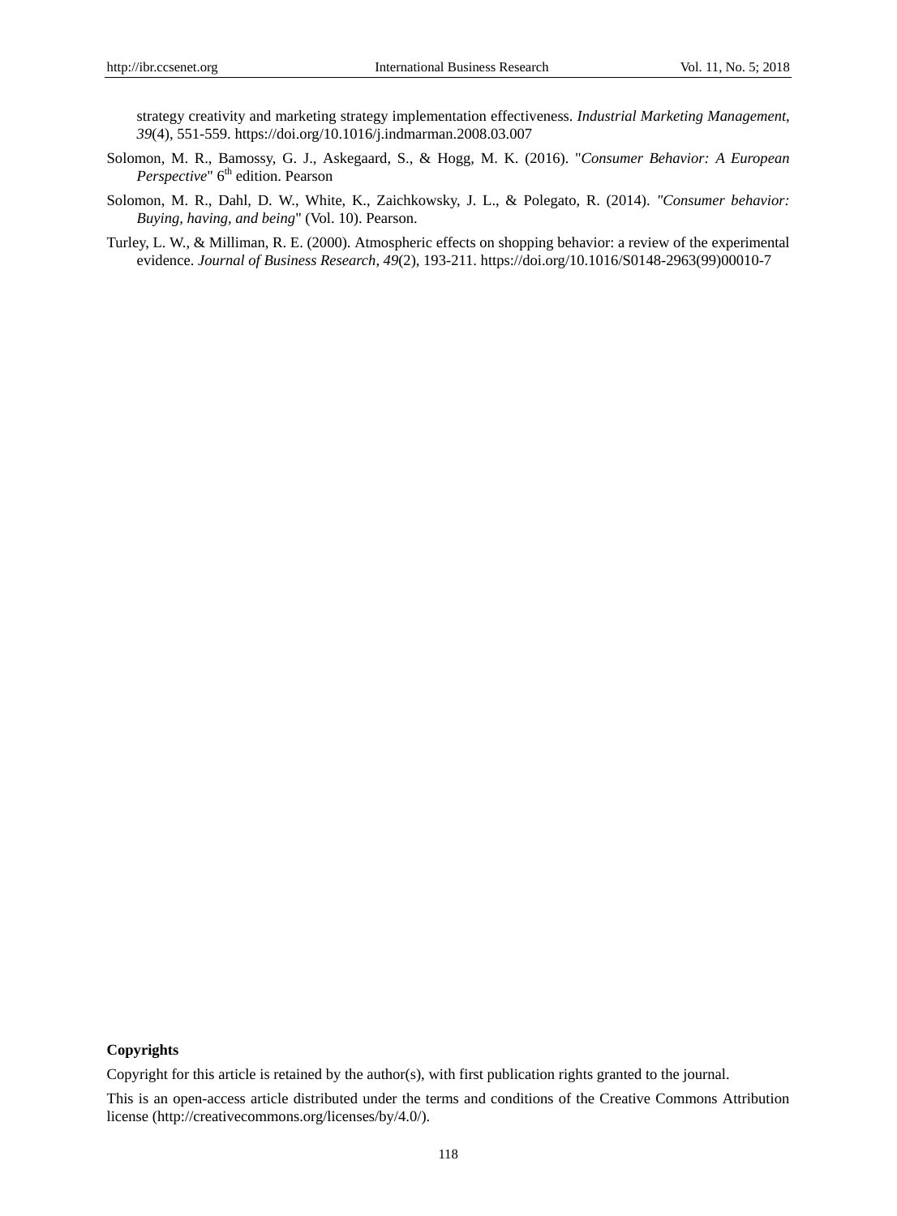strategy creativity and marketing strategy implementation effectiveness. *Industrial Marketing Management*, *39*(4), 551-559. https://doi.org/10.1016/j.indmarman.2008.03.007

Solomon, M. R., Bamossy, G. J., Askegaard, S., & Hogg, M. K. (2016). "*Consumer Behavior: A European Perspective*" 6th edition. Pearson

Solomon, M. R., Dahl, D. W., White, K., Zaichkowsky, J. L., & Polegato, R. (2014). *"Consumer behavior: Buying, having, and being*" (Vol. 10). Pearson.

Turley, L. W., & Milliman, R. E. (2000). Atmospheric effects on shopping behavior: a review of the experimental evidence. *Journal of Business Research*, *49*(2), 193-211. https://doi.org/10.1016/S0148-2963(99)00010-7

**Copyrights**

Copyright for this article is retained by the author(s), with first publication rights granted to the journal.

This is an open-access article distributed under the terms and conditions of the Creative Commons Attribution license (http://creativecommons.org/licenses/by/4.0/).